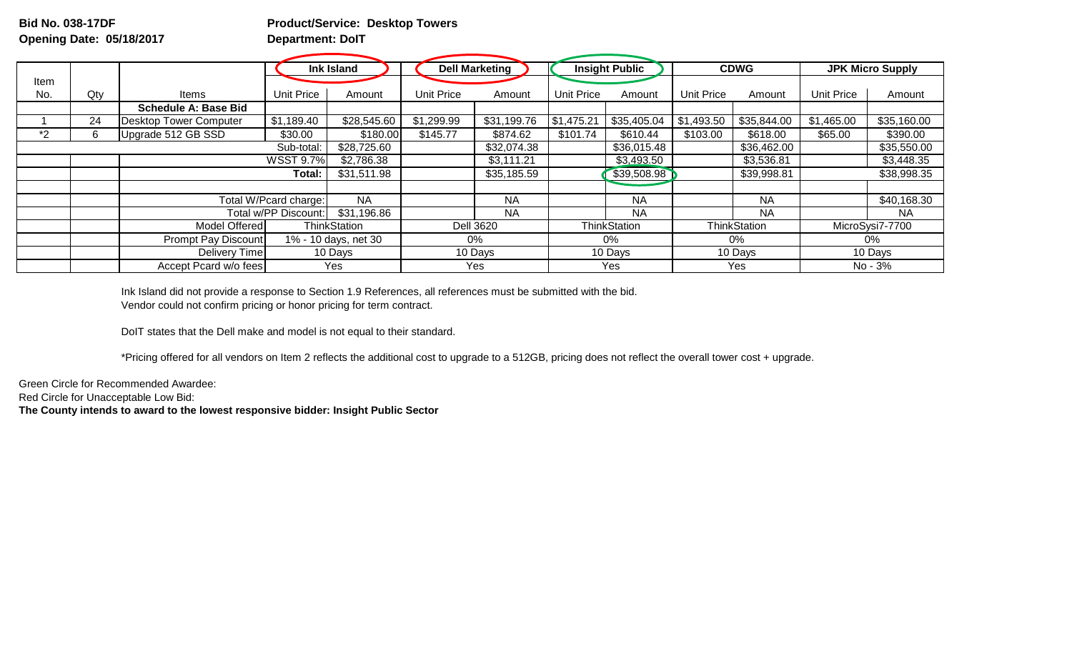**Bid No. 038-17DF** **Product/Service: Desktop Towers**

**Opening Date: 05/18/2017** **Department: DoIT**

| Item No. | Qty | Items | Ink Island | | Dell Marketing | | Insight Public | | CDWG | | JPK Micro Supply | |
|---|---|---|---|---|---|---|---|---|---|---|---|---|
| | | | Unit Price | Amount | Unit Price | Amount | Unit Price | Amount | Unit Price | Amount | Unit Price | Amount |
| | | **Schedule A: Base Bid** | | | | | | | | | | |
| 1 | 24 | Desktop Tower Computer | $1,189.40 | $28,545.60 | $1,299.99 | $31,199.76 | $1,475.21 | $35,405.04 | $1,493.50 | $35,844.00 | $1,465.00 | $35,160.00 |
| *2 | 6 | Upgrade 512 GB SSD | $30.00 | $180.00 | $145.77 | $874.62 | $101.74 | $610.44 | $103.00 | $618.00 | $65.00 | $390.00 |
| | | | Sub-total: | $28,725.60 | | $32,074.38 | | $36,015.48 | | $36,462.00 | | $35,550.00 |
| | | | WSST 9.7% | $2,786.38 | | $3,111.21 | | $3,493.50 | | $3,536.81 | | $3,448.35 |
| | | | Total: | $31,511.98 | | $35,185.59 | | $39,508.98 | | $39,998.81 | | $38,998.35 |
| | | | | | | | | | | | | |
| | | Total W/Pcard charge: | | NA | | NA | | NA | | NA | | $40,168.30 |
| | | Total w/PP Discount: | | $31,196.86 | | NA | | NA | | NA | | NA |
| | | Model Offered | ThinkStation | | Dell 3620 | | ThinkStation | | ThinkStation | | MicroSysi7-7700 | |
| | | Prompt Pay Discount | 1% - 10 days, net 30 | | 0% | | 0% | | 0% | | 0% | |
| | | Delivery Time | 10 Days | | 10 Days | | 10 Days | | 10 Days | | 10 Days | |
| | | Accept Pcard w/o fees | Yes | | Yes | | Yes | | Yes | | No - 3% | |

Ink Island did not provide a response to Section 1.9 References, all references must be submitted with the bid.
Vendor could not confirm pricing or honor pricing for term contract.

DoIT states that the Dell make and model is not equal to their standard.

*Pricing offered for all vendors on Item 2 reflects the additional cost to upgrade to a 512GB, pricing does not reflect the overall tower cost + upgrade.

Green Circle for Recommended Awardee:
Red Circle for Unacceptable Low Bid:
**The County intends to award to the lowest responsive bidder: Insight Public Sector**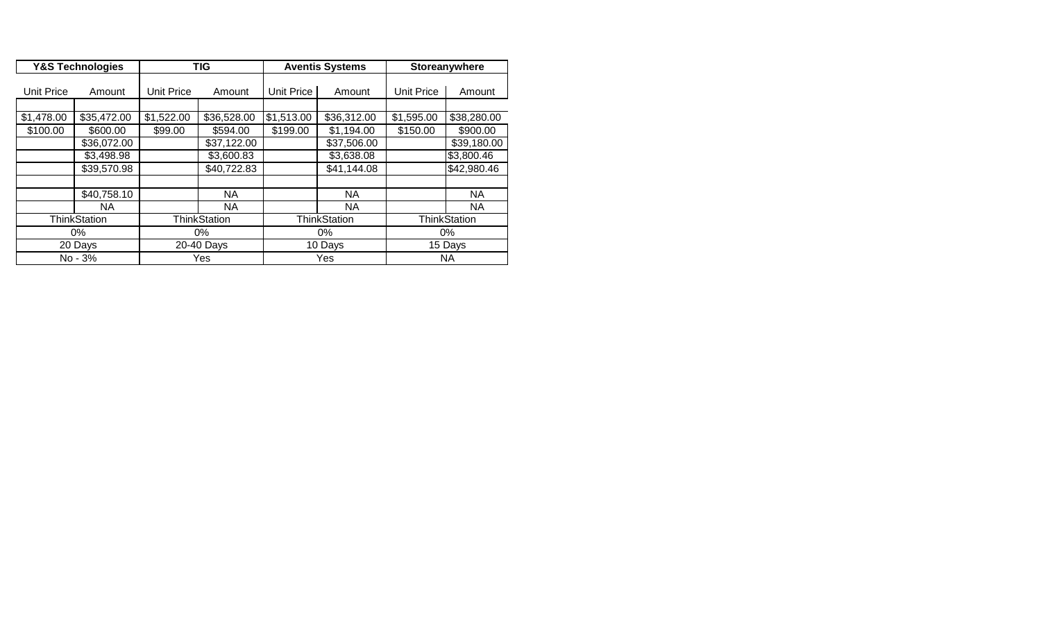| Y&S Technologies | | TIG | | Aventis Systems | | Storeanywhere | |
|---|---|---|---|---|---|---|---|
| Unit Price | Amount | Unit Price | Amount | Unit Price | Amount | Unit Price | Amount |
| | | | | | | | |
| $1,478.00 | $35,472.00 | $1,522.00 | $36,528.00 | $1,513.00 | $36,312.00 | $1,595.00 | $38,280.00 |
| $100.00 | $600.00 | $99.00 | $594.00 | $199.00 | $1,194.00 | $150.00 | $900.00 |
| | $36,072.00 | | $37,122.00 | | $37,506.00 | | $39,180.00 |
| | $3,498.98 | | $3,600.83 | | $3,638.08 | | $3,800.46 |
| | $39,570.98 | | $40,722.83 | | $41,144.08 | | $42,980.46 |
| | | | | | | | |
| | $40,758.10 | | NA | | NA | | NA |
| | NA | | NA | | NA | | NA |
| ThinkStation | | ThinkStation | | ThinkStation | | ThinkStation | |
| 0% | | 0% | | 0% | | 0% | |
| 20 Days | | 20-40 Days | | 10 Days | | 15 Days | |
| No - 3% | | Yes | | Yes | | NA | |